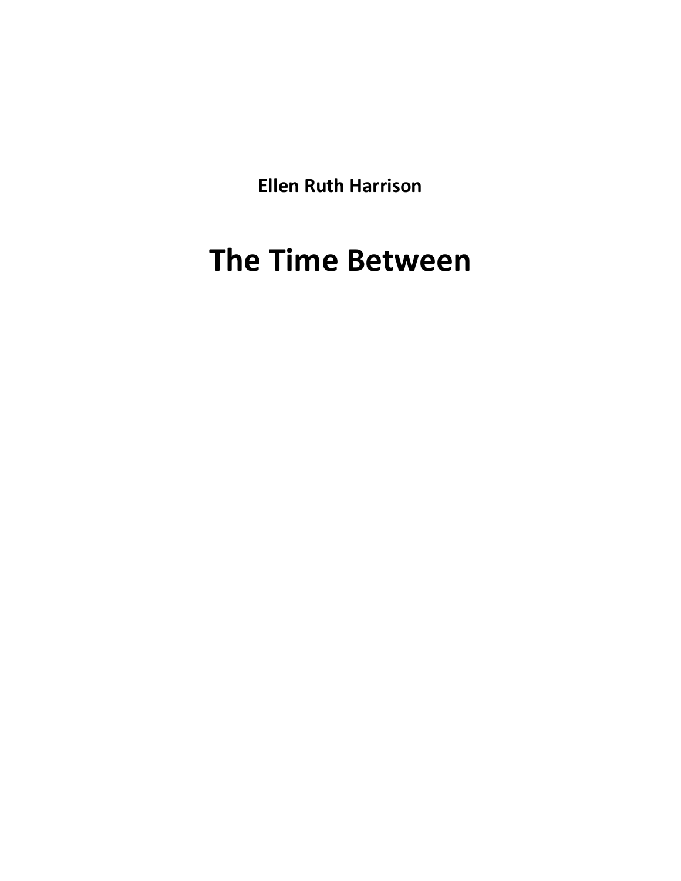**Ellen Ruth Harrison**

# The Time Between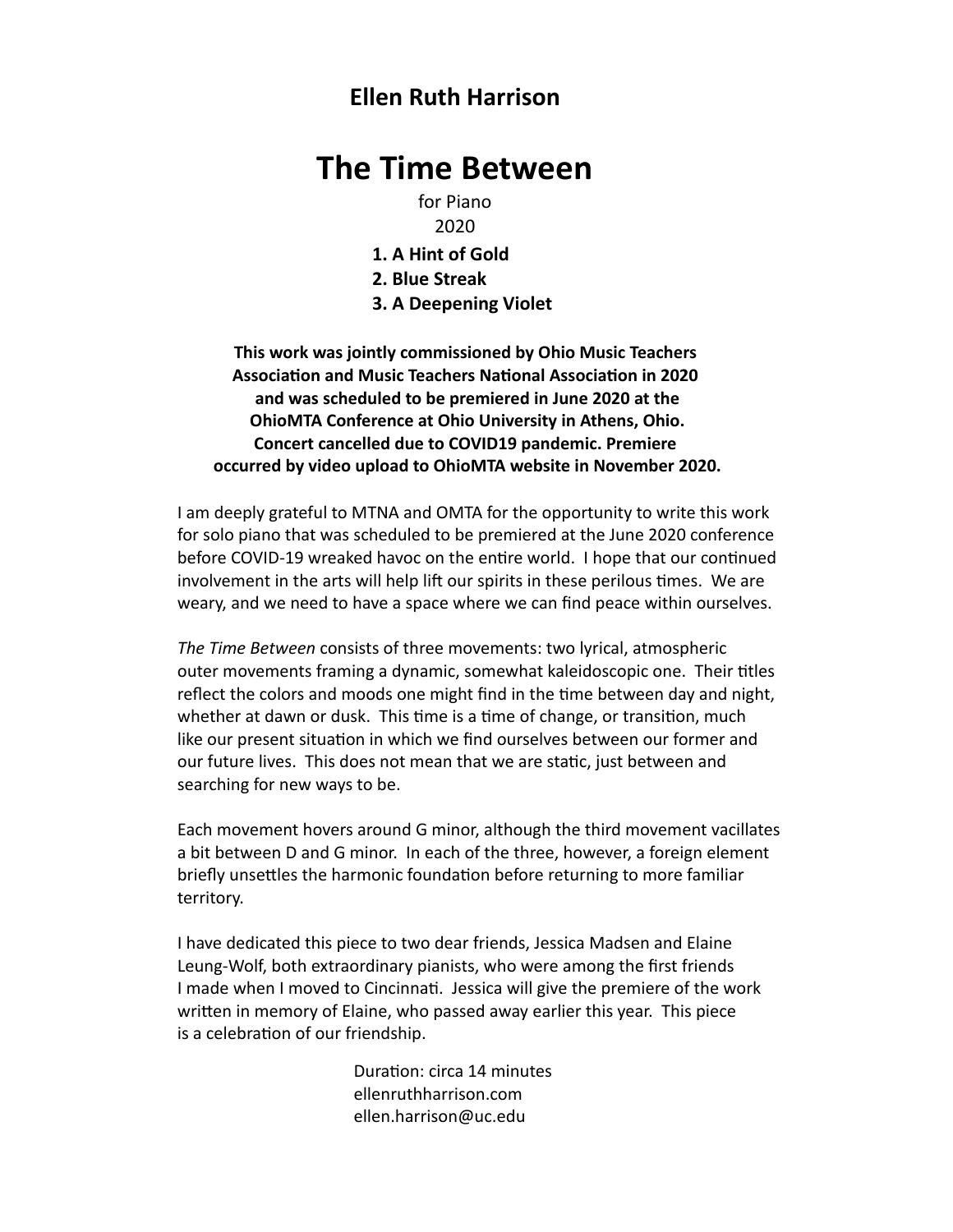**Ellen Ruth Harrison**

# The Time Between

for Piano
2020

**1. A Hint of Gold**
**2. Blue Streak**
**3. A Deepening Violet**

**This work was jointly commissioned by Ohio Music Teachers Association and Music Teachers National Association in 2020 and was scheduled to be premiered in June 2020 at the OhioMTA Conference at Ohio University in Athens, Ohio. Concert cancelled due to COVID19 pandemic. Premiere occurred by video upload to OhioMTA website in November 2020.**

I am deeply grateful to MTNA and OMTA for the opportunity to write this work for solo piano that was scheduled to be premiered at the June 2020 conference before COVID-19 wreaked havoc on the entire world. I hope that our continued involvement in the arts will help lift our spirits in these perilous times. We are weary, and we need to have a space where we can find peace within ourselves.

*The Time Between* consists of three movements: two lyrical, atmospheric outer movements framing a dynamic, somewhat kaleidoscopic one. Their titles reflect the colors and moods one might find in the time between day and night, whether at dawn or dusk. This time is a time of change, or transition, much like our present situation in which we find ourselves between our former and our future lives. This does not mean that we are static, just between and searching for new ways to be.

Each movement hovers around G minor, although the third movement vacillates a bit between D and G minor. In each of the three, however, a foreign element briefly unsettles the harmonic foundation before returning to more familiar territory.

I have dedicated this piece to two dear friends, Jessica Madsen and Elaine Leung-Wolf, both extraordinary pianists, who were among the first friends I made when I moved to Cincinnati. Jessica will give the premiere of the work written in memory of Elaine, who passed away earlier this year. This piece is a celebration of our friendship.

Duration: circa 14 minutes
ellenruthharrison.com
ellen.harrison@uc.edu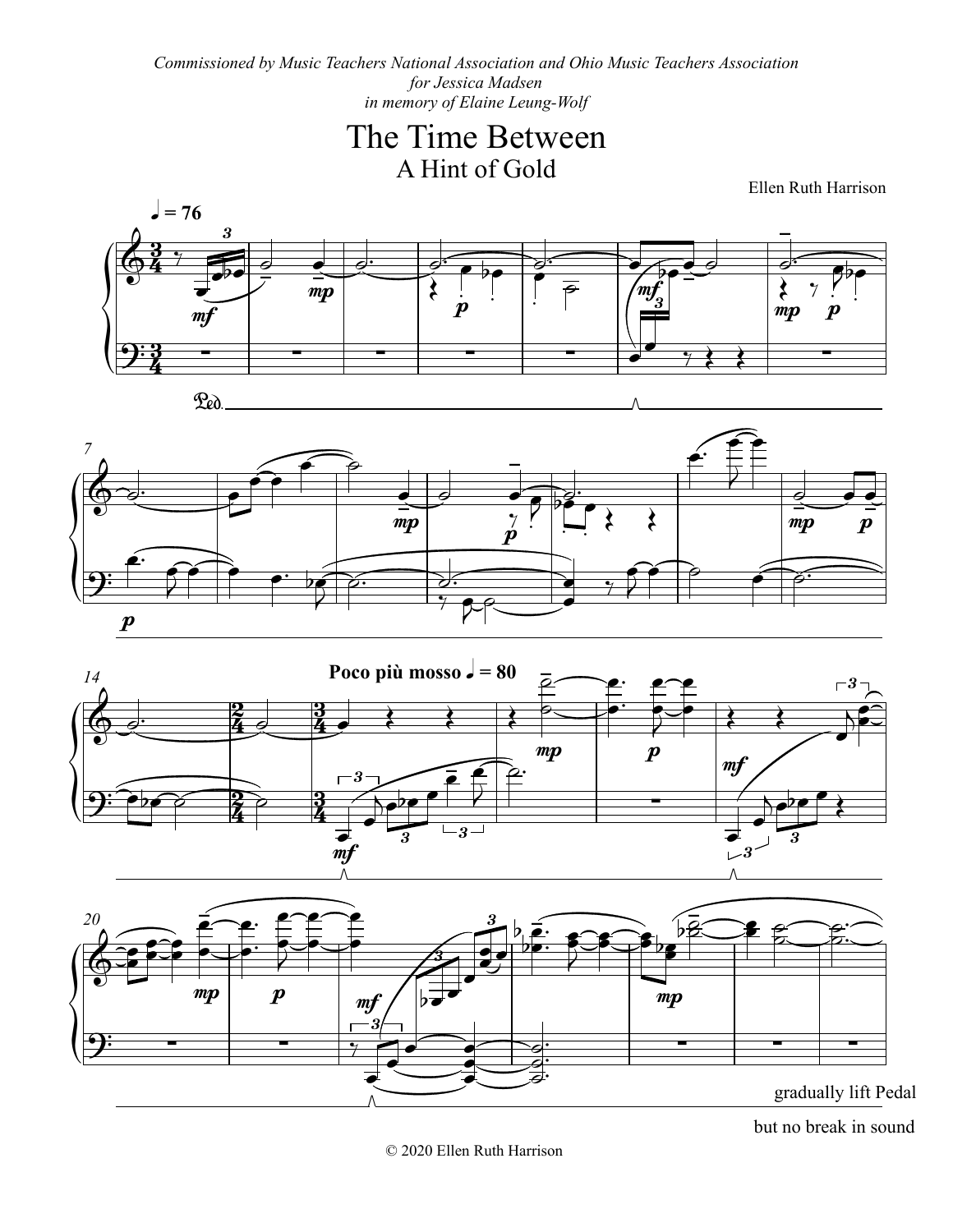*Commissioned by Music Teachers National Association and Ohio Music Teachers Association*
*for Jessica Madsen*
*in memory of Elaine Leung-Wolf*

# The Time Between

## A Hint of Gold

Ellen Ruth Harrison

gradually lift Pedal

but no break in sound

© 2020 Ellen Ruth Harrison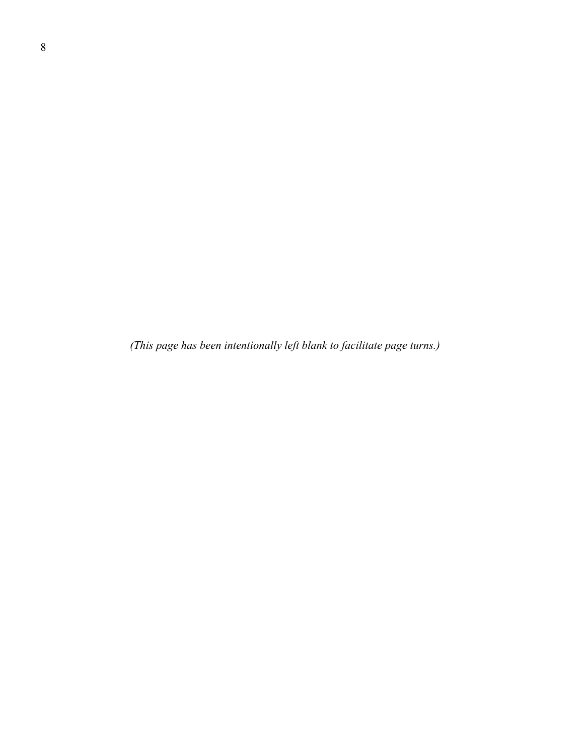*(This page has been intentionally left blank to facilitate page turns.)*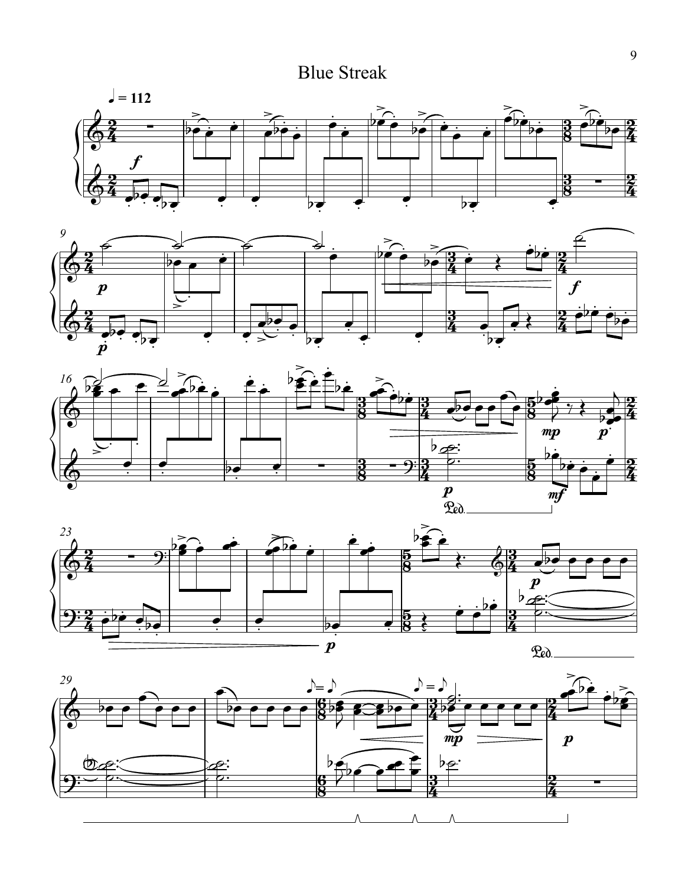# Blue Streak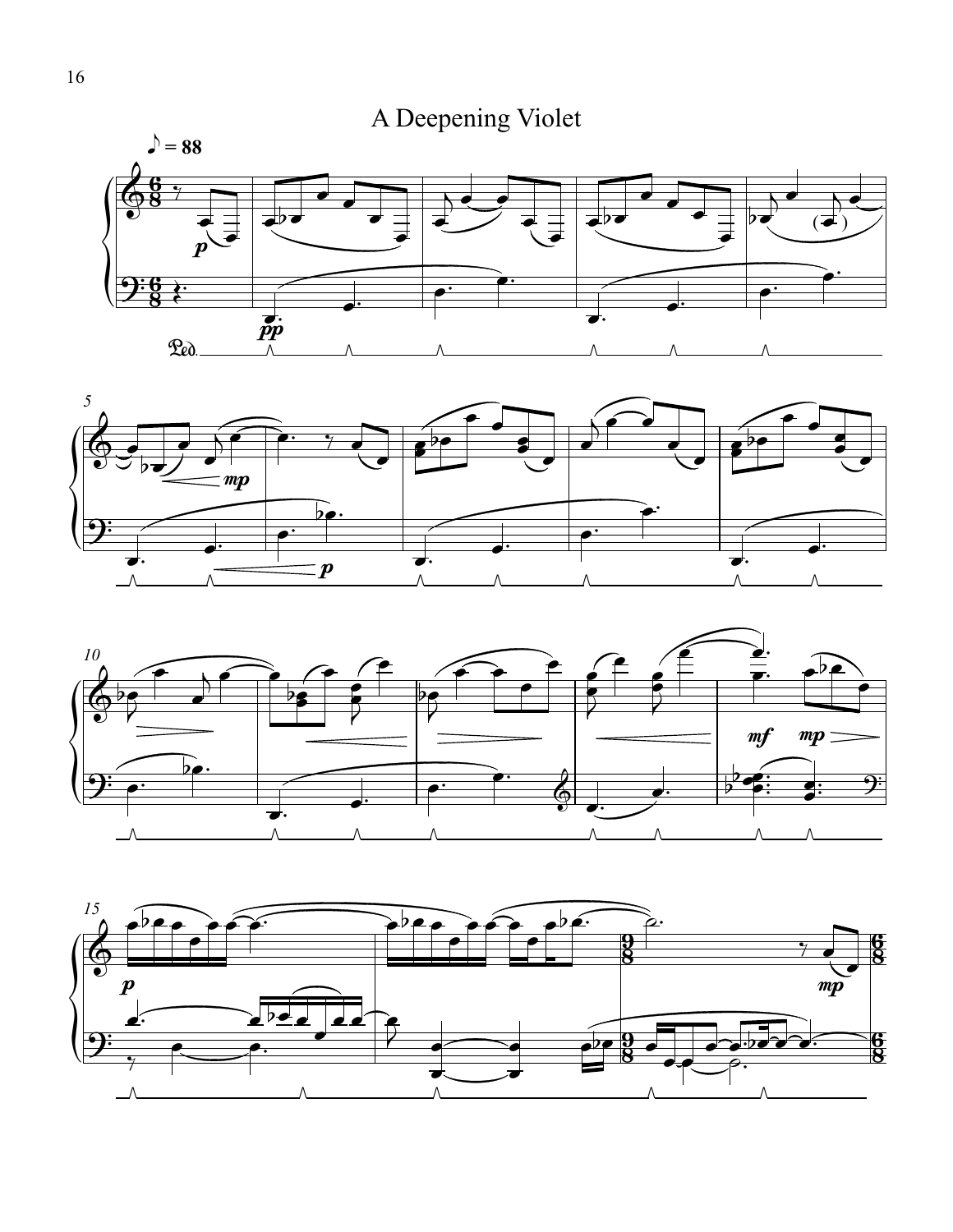# A Deepening Violet